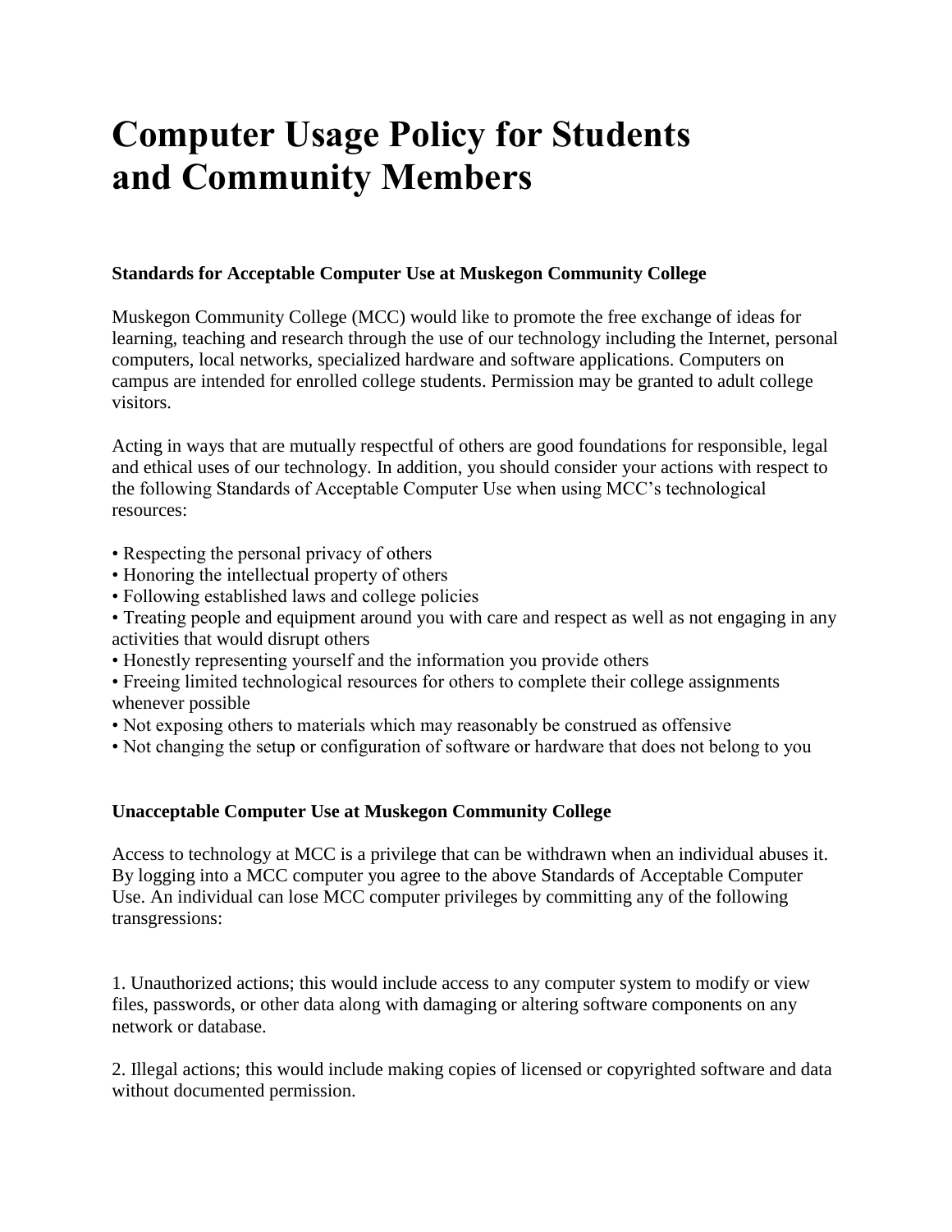# Computer Usage Policy for Students and Community Members

**Standards for Acceptable Computer Use at Muskegon Community College**

Muskegon Community College (MCC) would like to promote the free exchange of ideas for learning, teaching and research through the use of our technology including the Internet, personal computers, local networks, specialized hardware and software applications. Computers on campus are intended for enrolled college students. Permission may be granted to adult college visitors.

Acting in ways that are mutually respectful of others are good foundations for responsible, legal and ethical uses of our technology. In addition, you should consider your actions with respect to the following Standards of Acceptable Computer Use when using MCC's technological resources:

- Respecting the personal privacy of others
- Honoring the intellectual property of others
- Following established laws and college policies
- Treating people and equipment around you with care and respect as well as not engaging in any activities that would disrupt others
- Honestly representing yourself and the information you provide others
- Freeing limited technological resources for others to complete their college assignments whenever possible
- Not exposing others to materials which may reasonably be construed as offensive
- Not changing the setup or configuration of software or hardware that does not belong to you

**Unacceptable Computer Use at Muskegon Community College**

Access to technology at MCC is a privilege that can be withdrawn when an individual abuses it. By logging into a MCC computer you agree to the above Standards of Acceptable Computer Use. An individual can lose MCC computer privileges by committing any of the following transgressions:

1. Unauthorized actions; this would include access to any computer system to modify or view files, passwords, or other data along with damaging or altering software components on any network or database.

2. Illegal actions; this would include making copies of licensed or copyrighted software and data without documented permission.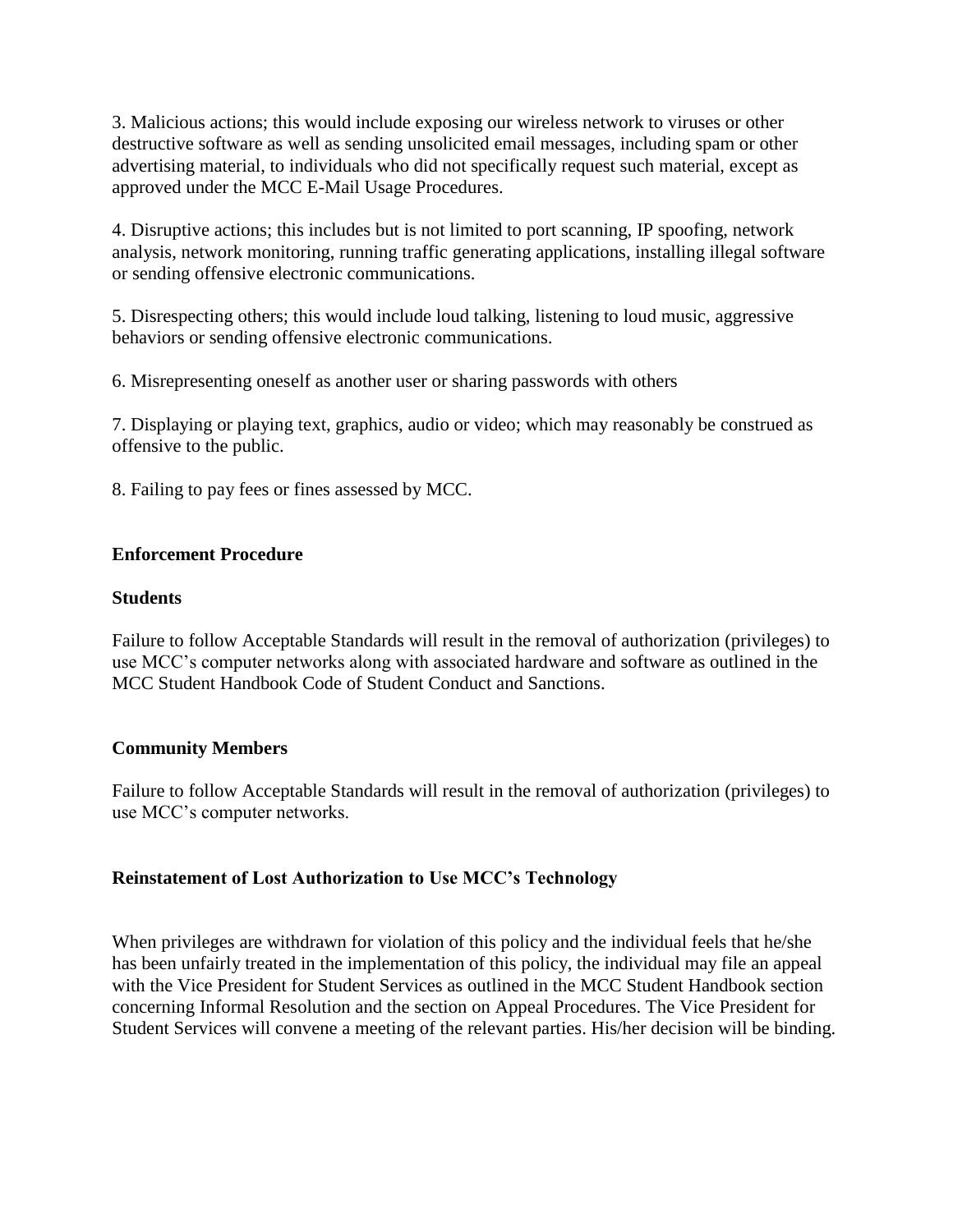3. Malicious actions; this would include exposing our wireless network to viruses or other destructive software as well as sending unsolicited email messages, including spam or other advertising material, to individuals who did not specifically request such material, except as approved under the MCC E-Mail Usage Procedures.

4. Disruptive actions; this includes but is not limited to port scanning, IP spoofing, network analysis, network monitoring, running traffic generating applications, installing illegal software or sending offensive electronic communications.

5. Disrespecting others; this would include loud talking, listening to loud music, aggressive behaviors or sending offensive electronic communications.

6. Misrepresenting oneself as another user or sharing passwords with others

7. Displaying or playing text, graphics, audio or video; which may reasonably be construed as offensive to the public.

8. Failing to pay fees or fines assessed by MCC.

**Enforcement Procedure**

**Students**

Failure to follow Acceptable Standards will result in the removal of authorization (privileges) to use MCC's computer networks along with associated hardware and software as outlined in the MCC Student Handbook Code of Student Conduct and Sanctions.

**Community Members**

Failure to follow Acceptable Standards will result in the removal of authorization (privileges) to use MCC's computer networks.

**Reinstatement of Lost Authorization to Use MCC's Technology**

When privileges are withdrawn for violation of this policy and the individual feels that he/she has been unfairly treated in the implementation of this policy, the individual may file an appeal with the Vice President for Student Services as outlined in the MCC Student Handbook section concerning Informal Resolution and the section on Appeal Procedures. The Vice President for Student Services will convene a meeting of the relevant parties. His/her decision will be binding.